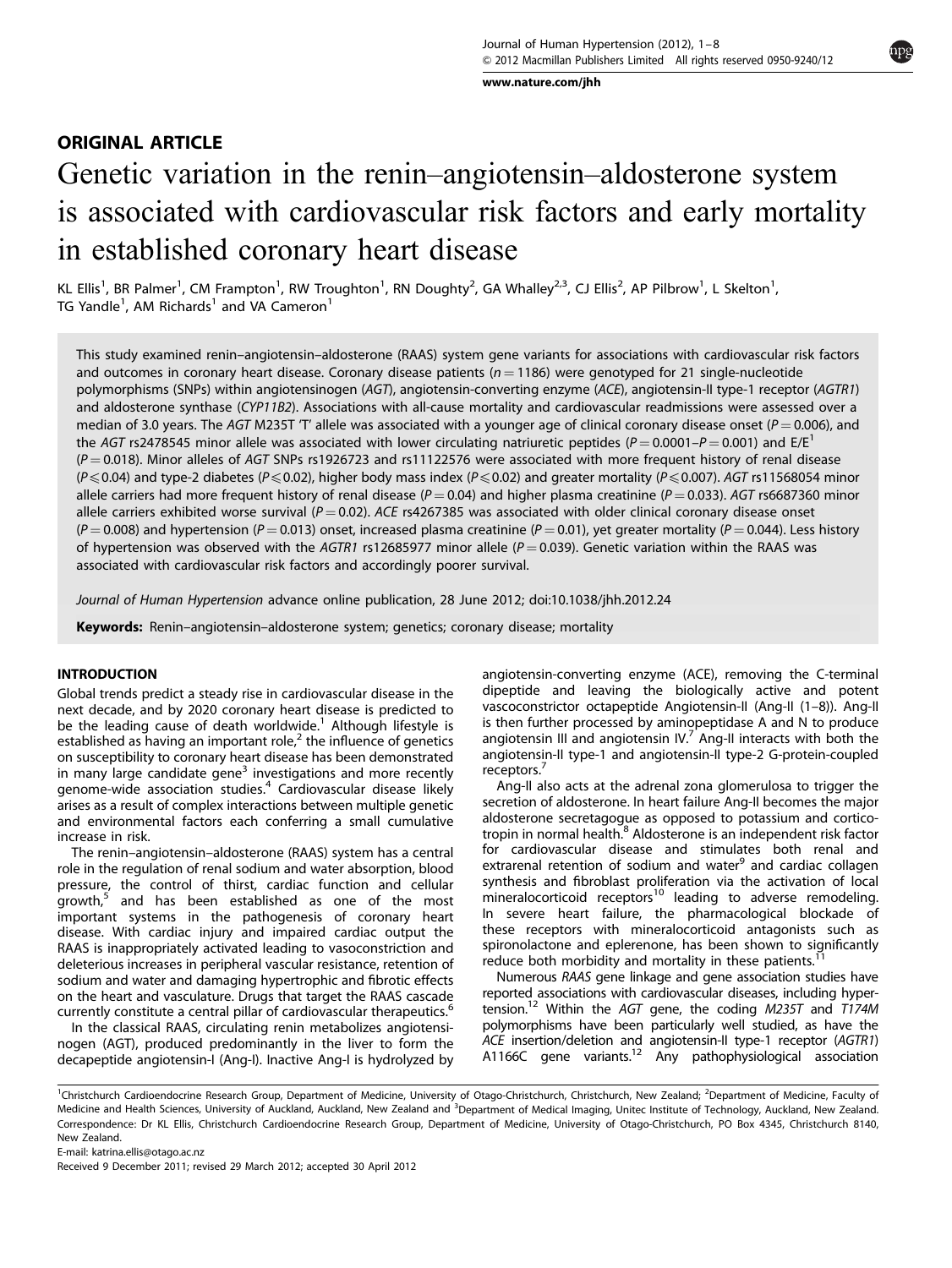ORIGINAL ARTICLE

# Genetic variation in the renin–angiotensin–aldosterone system is associated with cardiovascular risk factors and early mortality in established coronary heart disease

KL Ellis[1], BR Palmer[1], CM Frampton[1], RW Troughton[1], RN Doughty[2], GA Whalley[2,3], CJ Ellis[2], AP Pilbrow[1], L Skelton[1], TG Yandle[1], AM Richards[1] and VA Cameron[1]

This study examined renin–angiotensin–aldosterone (RAAS) system gene variants for associations with cardiovascular risk factors and outcomes in coronary heart disease. Coronary disease patients ($n = 1186$) were genotyped for 21 single-nucleotide polymorphisms (SNPs) within angiotensinogen (*AGT*), angiotensin-converting enzyme (*ACE*), angiotensin-II type-1 receptor (*AGTR1*) and aldosterone synthase (*CYP11B2*). Associations with all-cause mortality and cardiovascular readmissions were assessed over a median of 3.0 years. The *AGT* M235T 'T' allele was associated with a younger age of clinical coronary disease onset ($P = 0.006$), and the *AGT* rs2478545 minor allele was associated with lower circulating natriuretic peptides ($P = 0.0001$–$P = 0.001$) and E/E$^1$ ($P = 0.018$). Minor alleles of *AGT* SNPs rs1926723 and rs11122576 were associated with more frequent history of renal disease ($P \leqslant 0.04$) and type-2 diabetes ($P \leqslant 0.02$), higher body mass index ($P \leqslant 0.02$) and greater mortality ($P \leqslant 0.007$). *AGT* rs11568054 minor allele carriers had more frequent history of renal disease ($P = 0.04$) and higher plasma creatinine ($P = 0.033$). *AGT* rs6687360 minor allele carriers exhibited worse survival ($P = 0.02$). *ACE* rs4267385 was associated with older clinical coronary disease onset ($P = 0.008$) and hypertension ($P = 0.013$) onset, increased plasma creatinine ($P = 0.01$), yet greater mortality ($P = 0.044$). Less history of hypertension was observed with the *AGTR1* rs12685977 minor allele ($P = 0.039$). Genetic variation within the RAAS was associated with cardiovascular risk factors and accordingly poorer survival.

*Journal of Human Hypertension* advance online publication, 28 June 2012; doi:10.1038/jhh.2012.24

**Keywords:** Renin–angiotensin–aldosterone system; genetics; coronary disease; mortality

## INTRODUCTION

Global trends predict a steady rise in cardiovascular disease in the next decade, and by 2020 coronary heart disease is predicted to be the leading cause of death worldwide.[1] Although lifestyle is established as having an important role,[2] the influence of genetics on susceptibility to coronary heart disease has been demonstrated in many large candidate gene[3] investigations and more recently genome-wide association studies.[4] Cardiovascular disease likely arises as a result of complex interactions between multiple genetic and environmental factors each conferring a small cumulative increase in risk.

The renin–angiotensin–aldosterone (RAAS) system has a central role in the regulation of renal sodium and water absorption, blood pressure, the control of thirst, cardiac function and cellular growth,[5] and has been established as one of the most important systems in the pathogenesis of coronary heart disease. With cardiac injury and impaired cardiac output the RAAS is inappropriately activated leading to vasoconstriction and deleterious increases in peripheral vascular resistance, retention of sodium and water and damaging hypertrophic and fibrotic effects on the heart and vasculature. Drugs that target the RAAS cascade currently constitute a central pillar of cardiovascular therapeutics.[6]

In the classical RAAS, circulating renin metabolizes angiotensinogen (AGT), produced predominantly in the liver to form the decapeptide angiotensin-I (Ang-I). Inactive Ang-I is hydrolyzed by angiotensin-converting enzyme (ACE), removing the C-terminal dipeptide and leaving the biologically active and potent vascoconstrictor octapeptide Angiotensin-II (Ang-II (1–8)). Ang-II is then further processed by aminopeptidase A and N to produce angiotensin III and angiotensin IV.[7] Ang-II interacts with both the angiotensin-II type-1 and angiotensin-II type-2 G-protein-coupled receptors.[7]

Ang-II also acts at the adrenal zona glomerulosa to trigger the secretion of aldosterone. In heart failure Ang-II becomes the major aldosterone secretagogue as opposed to potassium and corticotropin in normal health.[8] Aldosterone is an independent risk factor for cardiovascular disease and stimulates both renal and extrarenal retention of sodium and water[9] and cardiac collagen synthesis and fibroblast proliferation via the activation of local mineralocorticoid receptors[10] leading to adverse remodeling. In severe heart failure, the pharmacological blockade of these receptors with mineralocorticoid antagonists such as spironolactone and eplerenone, has been shown to significantly reduce both morbidity and mortality in these patients.[11]

Numerous *RAAS* gene linkage and gene association studies have reported associations with cardiovascular diseases, including hypertension.[12] Within the *AGT* gene, the coding *M235T* and *T174M* polymorphisms have been particularly well studied, as have the *ACE* insertion/deletion and angiotensin-II type-1 receptor (*AGTR1*) A1166C gene variants.[12] Any pathophysiological association

---

[1]Christchurch Cardioendocrine Research Group, Department of Medicine, University of Otago-Christchurch, Christchurch, New Zealand; [2]Department of Medicine, Faculty of Medicine and Health Sciences, University of Auckland, Auckland, New Zealand and [3]Department of Medical Imaging, Unitec Institute of Technology, Auckland, New Zealand. Correspondence: Dr KL Ellis, Christchurch Cardioendocrine Research Group, Department of Medicine, University of Otago-Christchurch, PO Box 4345, Christchurch 8140, New Zealand.

E-mail: katrina.ellis@otago.ac.nz

Received 9 December 2011; revised 29 March 2012; accepted 30 April 2012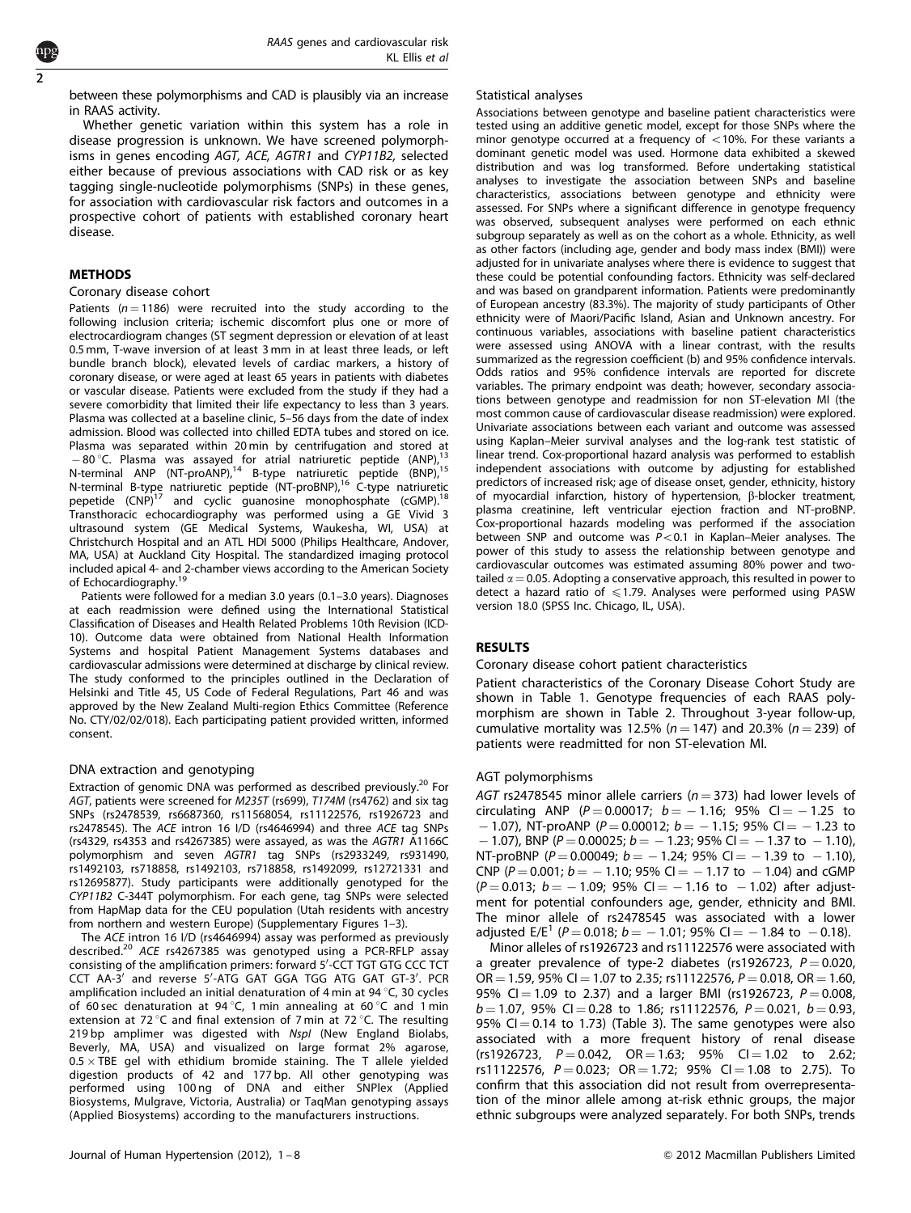between these polymorphisms and CAD is plausibly via an increase in RAAS activity.

Whether genetic variation within this system has a role in disease progression is unknown. We have screened polymorphisms in genes encoding *AGT, ACE, AGTR1* and *CYP11B2*, selected either because of previous associations with CAD risk or as key tagging single-nucleotide polymorphisms (SNPs) in these genes, for association with cardiovascular risk factors and outcomes in a prospective cohort of patients with established coronary heart disease.

## METHODS

### Coronary disease cohort

Patients ($n = 1186$) were recruited into the study according to the following inclusion criteria; ischemic discomfort plus one or more of electrocardiogram changes (ST segment depression or elevation of at least 0.5 mm, T-wave inversion of at least 3 mm in at least three leads, or left bundle branch block), elevated levels of cardiac markers, a history of coronary disease, or were aged at least 65 years in patients with diabetes or vascular disease. Patients were excluded from the study if they had a severe comorbidity that limited their life expectancy to less than 3 years. Plasma was collected at a baseline clinic, 5–56 days from the date of index admission. Blood was collected into chilled EDTA tubes and stored on ice. Plasma was separated within 20 min by centrifugation and stored at $-80\,^{\circ}$C. Plasma was assayed for atrial natriuretic peptide (ANP),[13] N-terminal ANP (NT-proANP),[14] B-type natriuretic peptide (BNP),[15] N-terminal B-type natriuretic peptide (NT-proBNP),[16] C-type natriuretic pepetide (CNP)[17] and cyclic guanosine monophosphate (cGMP).[18] Transthoracic echocardiography was performed using a GE Vivid 3 ultrasound system (GE Medical Systems, Waukesha, WI, USA) at Christchurch Hospital and an ATL HDI 5000 (Philips Healthcare, Andover, MA, USA) at Auckland City Hospital. The standardized imaging protocol included apical 4- and 2-chamber views according to the American Society of Echocardiography.[19]

Patients were followed for a median 3.0 years (0.1–3.0 years). Diagnoses at each readmission were defined using the International Statistical Classification of Diseases and Health Related Problems 10th Revision (ICD-10). Outcome data were obtained from National Health Information Systems and hospital Patient Management Systems databases and cardiovascular admissions were determined at discharge by clinical review. The study conformed to the principles outlined in the Declaration of Helsinki and Title 45, US Code of Federal Regulations, Part 46 and was approved by the New Zealand Multi-region Ethics Committee (Reference No. CTY/02/02/018). Each participating patient provided written, informed consent.

### DNA extraction and genotyping

Extraction of genomic DNA was performed as described previously.[20] For *AGT*, patients were screened for *M235T* (rs699), *T174M* (rs4762) and six tag SNPs (rs2478539, rs6687360, rs11568054, rs11122576, rs1926723 and rs2478545). The *ACE* intron 16 I/D (rs4646994) and three *ACE* tag SNPs (rs4329, rs4353 and rs4267385) were assayed, as was the *AGTR1* A1166C polymorphism and seven *AGTR1* tag SNPs (rs2933249, rs931490, rs1492103, rs718858, rs1492103, rs718858, rs1492099, rs12721331 and rs12695877). Study participants were additionally genotyped for the *CYP11B2* C-344T polymorphism. For each gene, tag SNPs were selected from HapMap data for the CEU population (Utah residents with ancestry from northern and western Europe) (Supplementary Figures 1–3).

The *ACE* intron 16 I/D (rs4646994) assay was performed as previously described.[20] *ACE* rs4267385 was genotyped using a PCR-RFLP assay consisting of the amplification primers: forward 5′-CCT TGT GTG CCC TCT CCT AA-3′ and reverse 5′-ATG GAT GGA TGG ATG GAT GT-3′. PCR amplification included an initial denaturation of 4 min at 94 °C, 30 cycles of 60 sec denaturation at 94 °C, 1 min annealing at 60 °C and 1 min extension at 72 °C and final extension of 7 min at 72 °C. The resulting 219 bp amplimer was digested with *NspI* (New England Biolabs, Beverly, MA, USA) and visualized on large format 2% agarose, $0.5 \times$ TBE gel with ethidium bromide staining. The T allele yielded digestion products of 42 and 177 bp. All other genotyping was performed using 100 ng of DNA and either SNPlex (Applied Biosystems, Mulgrave, Victoria, Australia) or TaqMan genotyping assays (Applied Biosystems) according to the manufacturers instructions.

### Statistical analyses

Associations between genotype and baseline patient characteristics were tested using an additive genetic model, except for those SNPs where the minor genotype occurred at a frequency of $<10\%$. For these variants a dominant genetic model was used. Hormone data exhibited a skewed distribution and was log transformed. Before undertaking statistical analyses to investigate the association between SNPs and baseline characteristics, associations between genotype and ethnicity were assessed. For SNPs where a significant difference in genotype frequency was observed, subsequent analyses were performed on each ethnic subgroup separately as well as on the cohort as a whole. Ethnicity, as well as other factors (including age, gender and body mass index (BMI)) were adjusted for in univariate analyses where there is evidence to suggest that these could be potential confounding factors. Ethnicity was self-declared and was based on grandparent information. Patients were predominantly of European ancestry (83.3%). The majority of study participants of Other ethnicity were of Maori/Pacific Island, Asian and Unknown ancestry. For continuous variables, associations with baseline patient characteristics were assessed using ANOVA with a linear contrast, with the results summarized as the regression coefficient (b) and 95% confidence intervals. Odds ratios and 95% confidence intervals are reported for discrete variables. The primary endpoint was death; however, secondary associations between genotype and readmission for non ST-elevation MI (the most common cause of cardiovascular disease readmission) were explored. Univariate associations between each variant and outcome was assessed using Kaplan–Meier survival analyses and the log-rank test statistic of linear trend. Cox-proportional hazard analysis was performed to establish independent associations with outcome by adjusting for established predictors of increased risk; age of disease onset, gender, ethnicity, history of myocardial infarction, history of hypertension, β-blocker treatment, plasma creatinine, left ventricular ejection fraction and NT-proBNP. Cox-proportional hazards modeling was performed if the association between SNP and outcome was $P<0.1$ in Kaplan–Meier analyses. The power of this study to assess the relationship between genotype and cardiovascular outcomes was estimated assuming 80% power and two-tailed $\alpha = 0.05$. Adopting a conservative approach, this resulted in power to detect a hazard ratio of $\leqslant 1.79$. Analyses were performed using PASW version 18.0 (SPSS Inc. Chicago, IL, USA).

## RESULTS

### Coronary disease cohort patient characteristics

Patient characteristics of the Coronary Disease Cohort Study are shown in Table 1. Genotype frequencies of each RAAS polymorphism are shown in Table 2. Throughout 3-year follow-up, cumulative mortality was 12.5% ($n = 147$) and 20.3% ($n = 239$) of patients were readmitted for non ST-elevation MI.

### AGT polymorphisms

*AGT* rs2478545 minor allele carriers ($n = 373$) had lower levels of circulating ANP ($P = 0.00017$; $b = -1.16$; 95% CI $= -1.25$ to $-1.07$), NT-proANP ($P = 0.00012$; $b = -1.15$; 95% CI $= -1.23$ to $-1.07$), BNP ($P = 0.00025$; $b = -1.23$; 95% CI $= -1.37$ to $-1.10$), NT-proBNP ($P = 0.00049$; $b = -1.24$; 95% CI $= -1.39$ to $-1.10$), CNP ($P = 0.001$; $b = -1.10$; 95% CI $= -1.17$ to $-1.04$) and cGMP ($P = 0.013$; $b = -1.09$; 95% CI $= -1.16$ to $-1.02$) after adjustment for potential confounders age, gender, ethnicity and BMI. The minor allele of rs2478545 was associated with a lower adjusted E/E′ ($P = 0.018$; $b = -1.01$; 95% CI $= -1.84$ to $-0.18$).

Minor alleles of rs1926723 and rs11122576 were associated with a greater prevalence of type-2 diabetes (rs1926723, $P = 0.020$, OR $= 1.59$, 95% CI $= 1.07$ to 2.35; rs11122576, $P = 0.018$, OR $= 1.60$, 95% CI $= 1.09$ to 2.37) and a larger BMI (rs1926723, $P = 0.008$, $b = 1.07$, 95% CI $= 0.28$ to 1.86; rs11122576, $P = 0.021$, $b = 0.93$, 95% CI $= 0.14$ to 1.73) (Table 3). The same genotypes were also associated with a more frequent history of renal disease (rs1926723, $P = 0.042$, OR $= 1.63$; 95% CI $= 1.02$ to 2.62; rs11122576, $P = 0.023$; OR $= 1.72$; 95% CI $= 1.08$ to 2.75). To confirm that this association did not result from overrepresentation of the minor allele among at-risk ethnic groups, the major ethnic subgroups were analyzed separately. For both SNPs, trends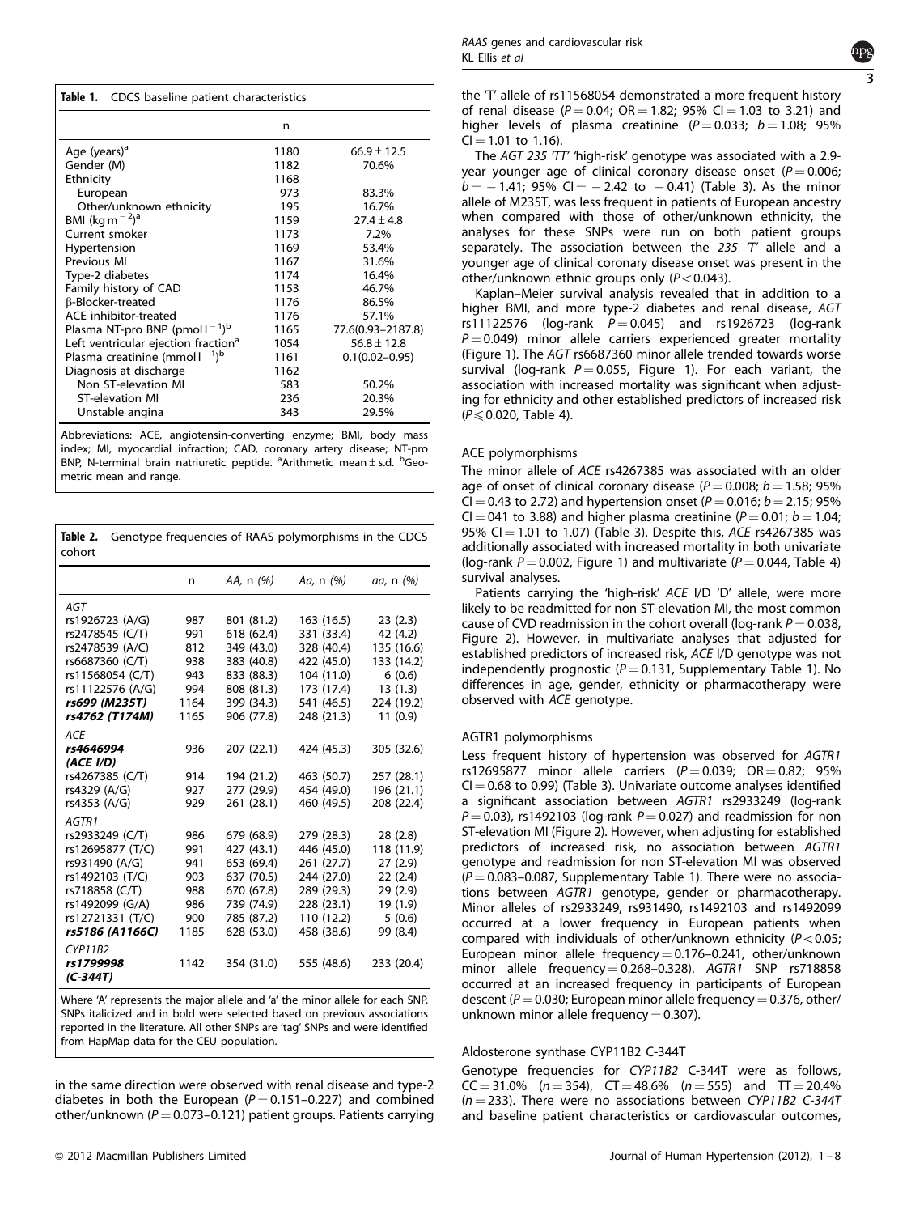**Table 1.** CDCS baseline patient characteristics

| | n | |
|---|---|---|
| Age (years)[a] | 1180 | 66.9 ± 12.5 |
| Gender (M) | 1182 | 70.6% |
| Ethnicity | 1168 | |
| European | 973 | 83.3% |
| Other/unknown ethnicity | 195 | 16.7% |
| BMI (kg m$^{-2}$)[a] | 1159 | 27.4 ± 4.8 |
| Current smoker | 1173 | 7.2% |
| Hypertension | 1169 | 53.4% |
| Previous MI | 1167 | 31.6% |
| Type-2 diabetes | 1174 | 16.4% |
| Family history of CAD | 1153 | 46.7% |
| β-Blocker-treated | 1176 | 86.5% |
| ACE inhibitor-treated | 1176 | 57.1% |
| Plasma NT-pro BNP (pmol l$^{-1}$)[b] | 1165 | 77.6(0.93–2187.8) |
| Left ventricular ejection fraction[a] | 1054 | 56.8 ± 12.8 |
| Plasma creatinine (mmol l$^{-1}$)[b] | 1161 | 0.1(0.02–0.95) |
| Diagnosis at discharge | 1162 | |
| Non ST-elevation MI | 583 | 50.2% |
| ST-elevation MI | 236 | 20.3% |
| Unstable angina | 343 | 29.5% |

Abbreviations: ACE, angiotensin-converting enzyme; BMI, body mass index; MI, myocardial infraction; CAD, coronary artery disease; NT-pro BNP, N-terminal brain natriuretic peptide. [a]Arithmetic mean ± s.d. [b]Geometric mean and range.

**Table 2.** Genotype frequencies of RAAS polymorphisms in the CDCS cohort

| | n | AA, n (%) | Aa, n (%) | aa, n (%) |
|---|---|---|---|---|
| *AGT* | | | | |
| rs1926723 (A/G) | 987 | 801 (81.2) | 163 (16.5) | 23 (2.3) |
| rs2478545 (C/T) | 991 | 618 (62.4) | 331 (33.4) | 42 (4.2) |
| rs2478539 (A/C) | 812 | 349 (43.0) | 328 (40.4) | 135 (16.6) |
| rs6687360 (C/T) | 938 | 383 (40.8) | 422 (45.0) | 133 (14.2) |
| rs11568054 (C/T) | 943 | 833 (88.3) | 104 (11.0) | 6 (0.6) |
| rs11122576 (A/G) | 994 | 808 (81.3) | 173 (17.4) | 13 (1.3) |
| ***rs699 (M235T)*** | 1164 | 399 (34.3) | 541 (46.5) | 224 (19.2) |
| ***rs4762 (T174M)*** | 1165 | 906 (77.8) | 248 (21.3) | 11 (0.9) |
| *ACE* | | | | |
| ***rs4646994 (ACE I/D)*** | 936 | 207 (22.1) | 424 (45.3) | 305 (32.6) |
| rs4267385 (C/T) | 914 | 194 (21.2) | 463 (50.7) | 257 (28.1) |
| rs4329 (A/G) | 927 | 277 (29.9) | 454 (49.0) | 196 (21.1) |
| rs4353 (A/G) | 929 | 261 (28.1) | 460 (49.5) | 208 (22.4) |
| *AGTR1* | | | | |
| rs2933249 (C/T) | 986 | 679 (68.9) | 279 (28.3) | 28 (2.8) |
| rs12695877 (T/C) | 991 | 427 (43.1) | 446 (45.0) | 118 (11.9) |
| rs931490 (A/G) | 941 | 653 (69.4) | 261 (27.7) | 27 (2.9) |
| rs1492103 (T/C) | 903 | 637 (70.5) | 244 (27.0) | 22 (2.4) |
| rs718858 (C/T) | 988 | 670 (67.8) | 289 (29.3) | 29 (2.9) |
| rs1492099 (G/A) | 986 | 739 (74.9) | 228 (23.1) | 19 (1.9) |
| rs12721331 (T/C) | 900 | 785 (87.2) | 110 (12.2) | 5 (0.6) |
| ***rs5186 (A1166C)*** | 1185 | 628 (53.0) | 458 (38.6) | 99 (8.4) |
| *CYP11B2* | | | | |
| ***rs1799998 (C-344T)*** | 1142 | 354 (31.0) | 555 (48.6) | 233 (20.4) |

Where 'A' represents the major allele and 'a' the minor allele for each SNP. SNPs italicized and in bold were selected based on previous associations reported in the literature. All other SNPs are 'tag' SNPs and were identified from HapMap data for the CEU population.

in the same direction were observed with renal disease and type-2 diabetes in both the European ($P = 0.151$–$0.227$) and combined other/unknown ($P = 0.073$–$0.121$) patient groups. Patients carrying the 'T' allele of rs11568054 demonstrated a more frequent history of renal disease ($P = 0.04$; OR = 1.82; 95% CI = 1.03 to 3.21) and higher levels of plasma creatinine ($P = 0.033$; $b = 1.08$; 95% CI = 1.01 to 1.16).

The *AGT 235 'TT'* 'high-risk' genotype was associated with a 2.9-year younger age of clinical coronary disease onset ($P = 0.006$; $b = -1.41$; 95% CI = $-2.42$ to $-0.41$) (Table 3). As the minor allele of M235T, was less frequent in patients of European ancestry when compared with those of other/unknown ethnicity, the analyses for these SNPs were run on both patient groups separately. The association between the *235 'T'* allele and a younger age of clinical coronary disease onset was present in the other/unknown ethnic groups only ($P < 0.043$).

Kaplan–Meier survival analysis revealed that in addition to a higher BMI, and more type-2 diabetes and renal disease, *AGT* rs11122576 (log-rank $P = 0.045$) and rs1926723 (log-rank $P = 0.049$) minor allele carriers experienced greater mortality (Figure 1). The *AGT* rs6687360 minor allele trended towards worse survival (log-rank $P = 0.055$, Figure 1). For each variant, the association with increased mortality was significant when adjusting for ethnicity and other established predictors of increased risk ($P \leqslant 0.020$, Table 4).

### ACE polymorphisms

The minor allele of *ACE* rs4267385 was associated with an older age of onset of clinical coronary disease ($P = 0.008$; $b = 1.58$; 95% CI = 0.43 to 2.72) and hypertension onset ($P = 0.016$; $b = 2.15$; 95% CI = 041 to 3.88) and higher plasma creatinine ($P = 0.01$; $b = 1.04$; 95% CI = 1.01 to 1.07) (Table 3). Despite this, *ACE* rs4267385 was additionally associated with increased mortality in both univariate (log-rank $P = 0.002$, Figure 1) and multivariate ($P = 0.044$, Table 4) survival analyses.

Patients carrying the 'high-risk' *ACE* I/D 'D' allele, were more likely to be readmitted for non ST-elevation MI, the most common cause of CVD readmission in the cohort overall (log-rank $P = 0.038$, Figure 2). However, in multivariate analyses that adjusted for established predictors of increased risk, *ACE* I/D genotype was not independently prognostic ($P = 0.131$, Supplementary Table 1). No differences in age, gender, ethnicity or pharmacotherapy were observed with *ACE* genotype.

### AGTR1 polymorphisms

Less frequent history of hypertension was observed for *AGTR1* rs12695877 minor allele carriers ($P = 0.039$; OR = 0.82; 95% CI = 0.68 to 0.99) (Table 3). Univariate outcome analyses identified a significant association between *AGTR1* rs2933249 (log-rank $P = 0.03$), rs1492103 (log-rank $P = 0.027$) and readmission for non ST-elevation MI (Figure 2). However, when adjusting for established predictors of increased risk, no association between *AGTR1* genotype and readmission for non ST-elevation MI was observed ($P = 0.083$–$0.087$, Supplementary Table 1). There were no associations between *AGTR1* genotype, gender or pharmacotherapy. Minor alleles of rs2933249, rs931490, rs1492103 and rs1492099 occurred at a lower frequency in European patients when compared with individuals of other/unknown ethnicity ($P < 0.05$; European minor allele frequency = 0.176–0.241, other/unknown minor allele frequency = 0.268–0.328). *AGTR1* SNP rs718858 occurred at an increased frequency in participants of European descent ($P = 0.030$; European minor allele frequency = 0.376, other/unknown minor allele frequency = 0.307).

### Aldosterone synthase CYP11B2 C-344T

Genotype frequencies for *CYP11B2* C-344T were as follows, CC = 31.0% ($n = 354$), CT = 48.6% ($n = 555$) and TT = 20.4% ($n = 233$). There were no associations between *CYP11B2 C-344T* and baseline patient characteristics or cardiovascular outcomes,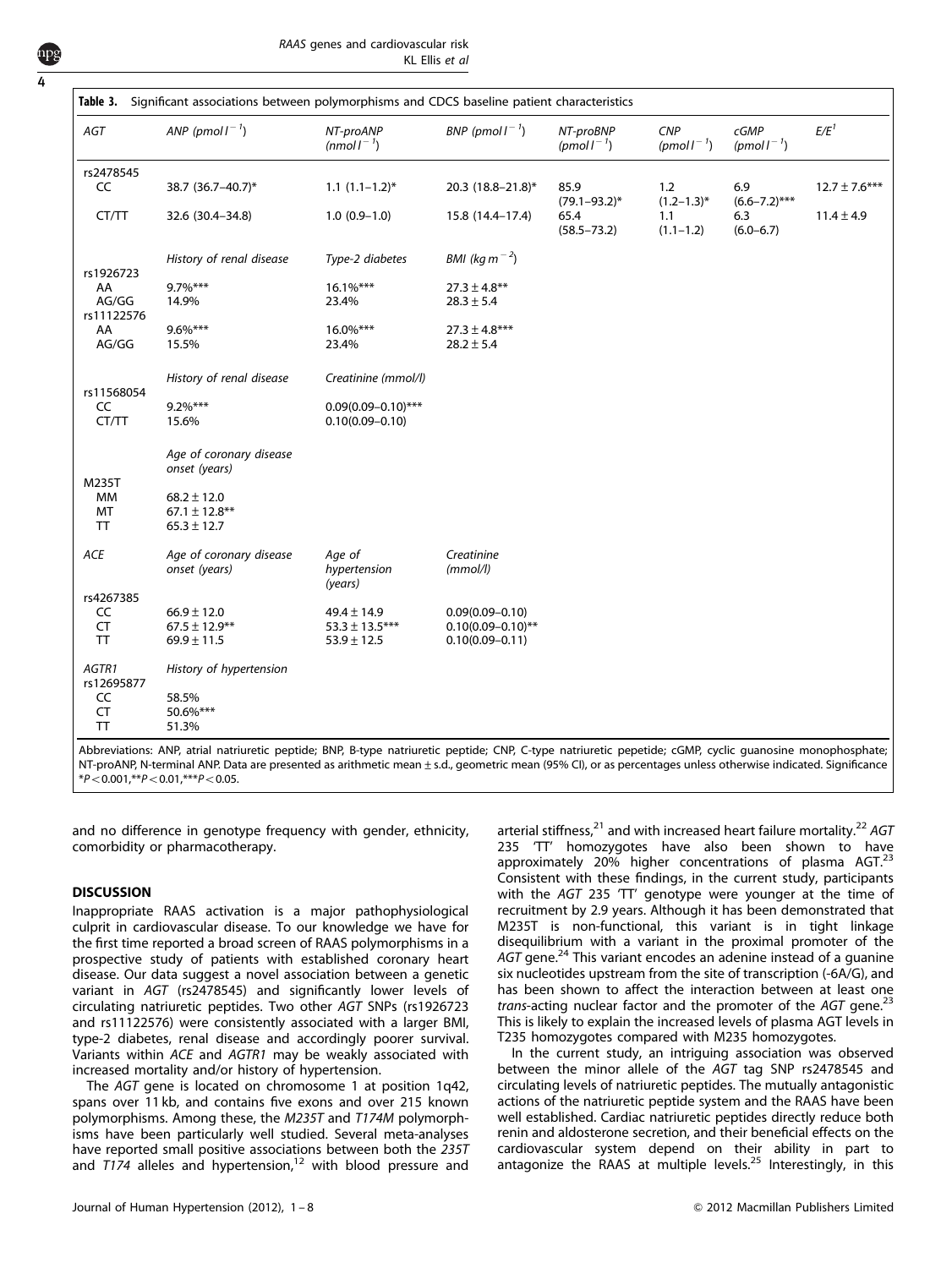**Table 3.** Significant associations between polymorphisms and CDCS baseline patient characteristics

| AGT | ANP (pmol $l^{-1}$) | NT-proANP (nmol $l^{-1}$) | BNP (pmol $l^{-1}$) | NT-proBNP (pmol $l^{-1}$) | CNP (pmol $l^{-1}$) | cGMP (pmol $l^{-1}$) | E/E[1] |
|---|---|---|---|---|---|---|---|
| rs2478545 | | | | | | | |
| CC | 38.7 (36.7–40.7)* | 1.1 (1.1–1.2)* | 20.3 (18.8–21.8)* | 85.9 (79.1–93.2)* | 1.2 (1.2–1.3)* | 6.9 (6.6–7.2)*** | 12.7 ± 7.6*** |
| CT/TT | 32.6 (30.4–34.8) | 1.0 (0.9–1.0) | 15.8 (14.4–17.4) | 65.4 (58.5–73.2) | 1.1 (1.1–1.2) | 6.3 (6.0–6.7) | 11.4 ± 4.9 |
| | History of renal disease | Type-2 diabetes | BMI (kg $m^{-2}$) | | | | |
| rs1926723 | | | | | | | |
| AA | 9.7%*** | 16.1%*** | 27.3 ± 4.8** | | | | |
| AG/GG | 14.9% | 23.4% | 28.3 ± 5.4 | | | | |
| rs11122576 | | | | | | | |
| AA | 9.6%*** | 16.0%*** | 27.3 ± 4.8*** | | | | |
| AG/GG | 15.5% | 23.4% | 28.2 ± 5.4 | | | | |
| | History of renal disease | Creatinine (mmol/l) | | | | | |
| rs11568054 | | | | | | | |
| CC | 9.2%*** | 0.09(0.09–0.10)*** | | | | | |
| CT/TT | 15.6% | 0.10(0.09–0.10) | | | | | |
| | Age of coronary disease onset (years) | | | | | | |
| M235T | | | | | | | |
| MM | 68.2 ± 12.0 | | | | | | |
| MT | 67.1 ± 12.8** | | | | | | |
| TT | 65.3 ± 12.7 | | | | | | |
| *ACE* | Age of coronary disease onset (years) | Age of hypertension (years) | Creatinine (mmol/l) | | | | |
| rs4267385 | | | | | | | |
| CC | 66.9 ± 12.0 | 49.4 ± 14.9 | 0.09(0.09–0.10) | | | | |
| CT | 67.5 ± 12.9** | 53.3 ± 13.5*** | 0.10(0.09–0.10)** | | | | |
| TT | 69.9 ± 11.5 | 53.9 ± 12.5 | 0.10(0.09–0.11) | | | | |
| *AGTR1* | History of hypertension | | | | | | |
| rs12695877 | | | | | | | |
| CC | 58.5% | | | | | | |
| CT | 50.6%*** | | | | | | |
| TT | 51.3% | | | | | | |

Abbreviations: ANP, atrial natriuretic peptide; BNP, B-type natriuretic peptide; CNP, C-type natriuretic pepetide; cGMP, cyclic guanosine monophosphate; NT-proANP, N-terminal ANP. Data are presented as arithmetic mean ± s.d., geometric mean (95% CI), or as percentages unless otherwise indicated. Significance *$P<0.001$,**$P<0.01$,***$P<0.05$.

and no difference in genotype frequency with gender, ethnicity, comorbidity or pharmacotherapy.

## DISCUSSION

Inappropriate RAAS activation is a major pathophysiological culprit in cardiovascular disease. To our knowledge we have for the first time reported a broad screen of RAAS polymorphisms in a prospective study of patients with established coronary heart disease. Our data suggest a novel association between a genetic variant in *AGT* (rs2478545) and significantly lower levels of circulating natriuretic peptides. Two other *AGT* SNPs (rs1926723 and rs11122576) were consistently associated with a larger BMI, type-2 diabetes, renal disease and accordingly poorer survival. Variants within *ACE* and *AGTR1* may be weakly associated with increased mortality and/or history of hypertension.

The *AGT* gene is located on chromosome 1 at position 1q42, spans over 11 kb, and contains five exons and over 215 known polymorphisms. Among these, the *M235T* and *T174M* polymorphisms have been particularly well studied. Several meta-analyses have reported small positive associations between both the *235T* and *T174* alleles and hypertension,[12] with blood pressure and arterial stiffness,[21] and with increased heart failure mortality.[22] *AGT* 235 'TT' homozygotes have also been shown to have approximately 20% higher concentrations of plasma AGT.[23] Consistent with these findings, in the current study, participants with the *AGT* 235 'TT' genotype were younger at the time of recruitment by 2.9 years. Although it has been demonstrated that M235T is non-functional, this variant is in tight linkage disequilibrium with a variant in the proximal promoter of the *AGT* gene.[24] This variant encodes an adenine instead of a guanine six nucleotides upstream from the site of transcription (-6A/G), and has been shown to affect the interaction between at least one *trans*-acting nuclear factor and the promoter of the *AGT* gene.[23] This is likely to explain the increased levels of plasma AGT levels in T235 homozygotes compared with M235 homozygotes.

In the current study, an intriguing association was observed between the minor allele of the *AGT* tag SNP rs2478545 and circulating levels of natriuretic peptides. The mutually antagonistic actions of the natriuretic peptide system and the RAAS have been well established. Cardiac natriuretic peptides directly reduce both renin and aldosterone secretion, and their beneficial effects on the cardiovascular system depend on their ability in part to antagonize the RAAS at multiple levels.[25] Interestingly, in this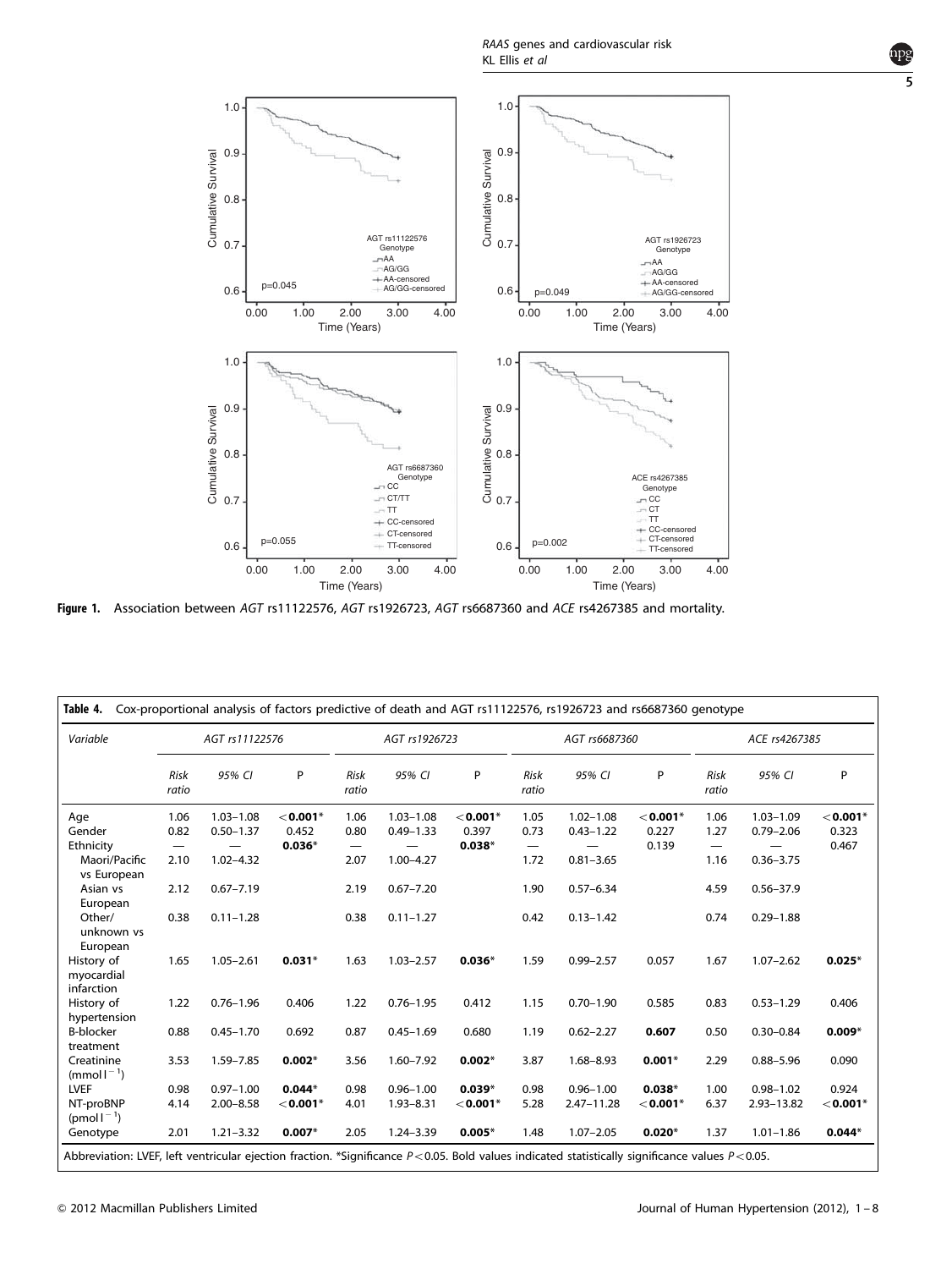Figure 1. Association between *AGT* rs11122576, *AGT* rs1926723, *AGT* rs6687360 and *ACE* rs4267385 and mortality.

**Table 4.** Cox-proportional analysis of factors predictive of death and AGT rs11122576, rs1926723 and rs6687360 genotype

| Variable | AGT rs11122576 | | | AGT rs1926723 | | | AGT rs6687360 | | | ACE rs4267385 | | |
|---|---|---|---|---|---|---|---|---|---|---|---|---|
| | Risk ratio | 95% CI | P | Risk ratio | 95% CI | P | Risk ratio | 95% CI | P | Risk ratio | 95% CI | P |
| Age | 1.06 | 1.03–1.08 | **<0.001*** | 1.06 | 1.03–1.08 | **<0.001*** | 1.05 | 1.02–1.08 | **<0.001*** | 1.06 | 1.03–1.09 | **<0.001*** |
| Gender | 0.82 | 0.50–1.37 | 0.452 | 0.80 | 0.49–1.33 | 0.397 | 0.73 | 0.43–1.22 | 0.227 | 1.27 | 0.79–2.06 | 0.323 |
| Ethnicity | — | — | **0.036*** | — | — | **0.038*** | — | — | 0.139 | — | — | 0.467 |
| Maori/Pacific vs European | 2.10 | 1.02–4.32 | | 2.07 | 1.00–4.27 | | 1.72 | 0.81–3.65 | | 1.16 | 0.36–3.75 | |
| Asian vs European | 2.12 | 0.67–7.19 | | 2.19 | 0.67–7.20 | | 1.90 | 0.57–6.34 | | 4.59 | 0.56–37.9 | |
| Other/ unknown vs European | 0.38 | 0.11–1.28 | | 0.38 | 0.11–1.27 | | 0.42 | 0.13–1.42 | | 0.74 | 0.29–1.88 | |
| History of myocardial infarction | 1.65 | 1.05–2.61 | **0.031*** | 1.63 | 1.03–2.57 | **0.036*** | 1.59 | 0.99–2.57 | 0.057 | 1.67 | 1.07–2.62 | **0.025*** |
| History of hypertension | 1.22 | 0.76–1.96 | 0.406 | 1.22 | 0.76–1.95 | 0.412 | 1.15 | 0.70–1.90 | 0.585 | 0.83 | 0.53–1.29 | 0.406 |
| B-blocker treatment | 0.88 | 0.45–1.70 | 0.692 | 0.87 | 0.45–1.69 | 0.680 | 1.19 | 0.62–2.27 | **0.607** | 0.50 | 0.30–0.84 | **0.009*** |
| Creatinine (mmol $l^{-1}$) | 3.53 | 1.59–7.85 | **0.002*** | 3.56 | 1.60–7.92 | **0.002*** | 3.87 | 1.68–8.93 | **0.001*** | 2.29 | 0.88–5.96 | 0.090 |
| LVEF | 0.98 | 0.97–1.00 | **0.044*** | 0.98 | 0.96–1.00 | **0.039*** | 0.98 | 0.96–1.00 | **0.038*** | 1.00 | 0.98–1.02 | 0.924 |
| NT-proBNP (pmol $l^{-1}$) | 4.14 | 2.00–8.58 | **<0.001*** | 4.01 | 1.93–8.31 | **<0.001*** | 5.28 | 2.47–11.28 | **<0.001*** | 6.37 | 2.93–13.82 | **<0.001*** |
| Genotype | 2.01 | 1.21–3.32 | **0.007*** | 2.05 | 1.24–3.39 | **0.005*** | 1.48 | 1.07–2.05 | **0.020*** | 1.37 | 1.01–1.86 | **0.044*** |

Abbreviation: LVEF, left ventricular ejection fraction. *Significance $P < 0.05$. Bold values indicated statistically significance values $P < 0.05$.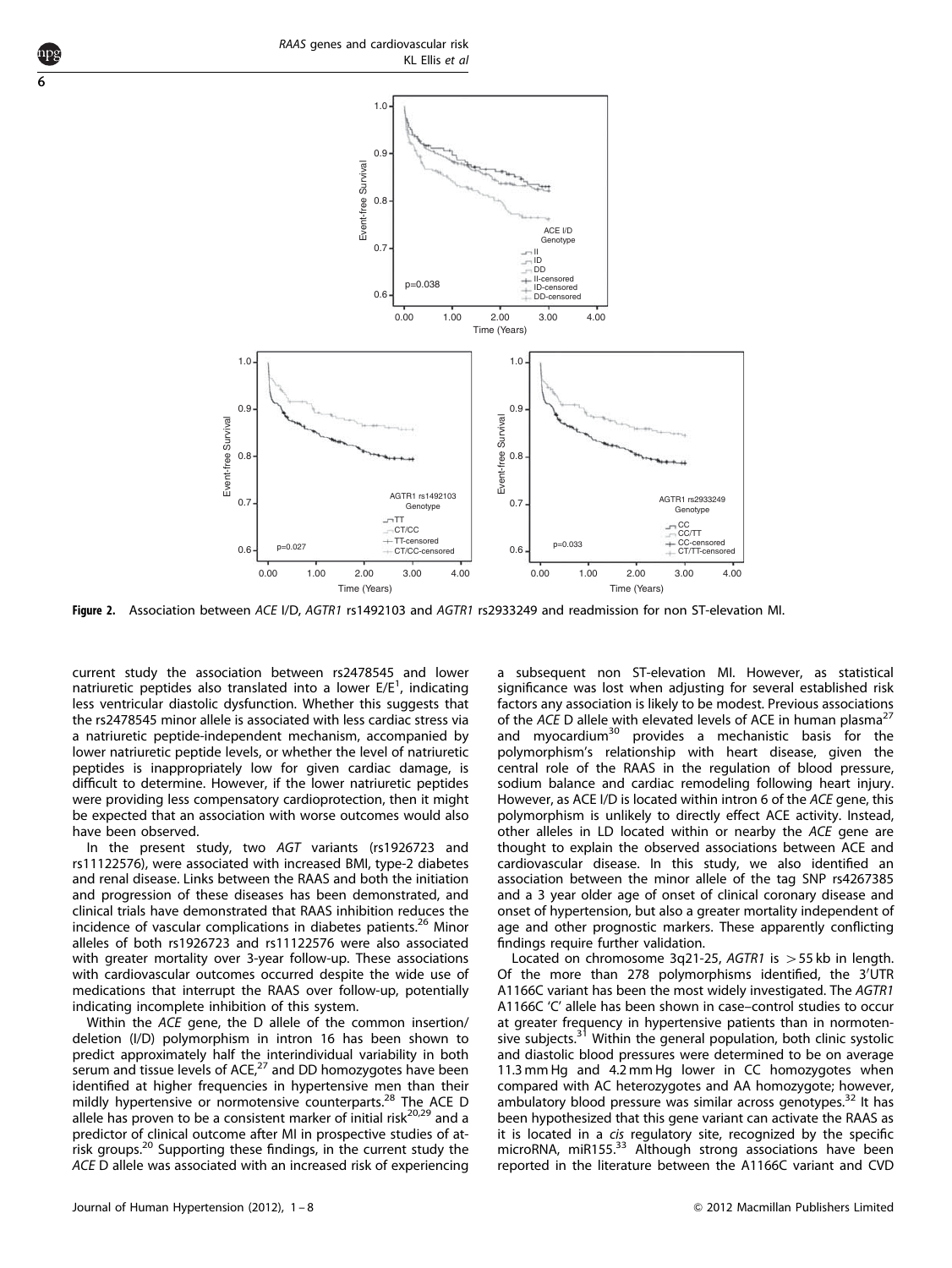Figure 2. Association between *ACE* I/D, *AGTR1* rs1492103 and *AGTR1* rs2933249 and readmission for non ST-elevation MI.

current study the association between rs2478545 and lower natriuretic peptides also translated into a lower E/E[1], indicating less ventricular diastolic dysfunction. Whether this suggests that the rs2478545 minor allele is associated with less cardiac stress via a natriuretic peptide-independent mechanism, accompanied by lower natriuretic peptide levels, or whether the level of natriuretic peptides is inappropriately low for given cardiac damage, is difficult to determine. However, if the lower natriuretic peptides were providing less compensatory cardioprotection, then it might be expected that an association with worse outcomes would also have been observed.

In the present study, two *AGT* variants (rs1926723 and rs11122576), were associated with increased BMI, type-2 diabetes and renal disease. Links between the RAAS and both the initiation and progression of these diseases has been demonstrated, and clinical trials have demonstrated that RAAS inhibition reduces the incidence of vascular complications in diabetes patients.[26] Minor alleles of both rs1926723 and rs11122576 were also associated with greater mortality over 3-year follow-up. These associations with cardiovascular outcomes occurred despite the wide use of medications that interrupt the RAAS over follow-up, potentially indicating incomplete inhibition of this system.

Within the *ACE* gene, the D allele of the common insertion/deletion (I/D) polymorphism in intron 16 has been shown to predict approximately half the interindividual variability in both serum and tissue levels of ACE,[27] and DD homozygotes have been identified at higher frequencies in hypertensive men than their mildly hypertensive or normotensive counterparts.[28] The ACE D allele has proven to be a consistent marker of initial risk[20,29] and a predictor of clinical outcome after MI in prospective studies of at-risk groups.[20] Supporting these findings, in the current study the *ACE* D allele was associated with an increased risk of experiencing a subsequent non ST-elevation MI. However, as statistical significance was lost when adjusting for several established risk factors any association is likely to be modest. Previous associations of the *ACE* D allele with elevated levels of ACE in human plasma[27] and myocardium[30] provides a mechanistic basis for the polymorphism's relationship with heart disease, given the central role of the RAAS in the regulation of blood pressure, sodium balance and cardiac remodeling following heart injury. However, as ACE I/D is located within intron 6 of the *ACE* gene, this polymorphism is unlikely to directly effect ACE activity. Instead, other alleles in LD located within or nearby the *ACE* gene are thought to explain the observed associations between ACE and cardiovascular disease. In this study, we also identified an association between the minor allele of the tag SNP rs4267385 and a 3 year older age of onset of clinical coronary disease and onset of hypertension, but also a greater mortality independent of age and other prognostic markers. These apparently conflicting findings require further validation.

Located on chromosome 3q21-25, *AGTR1* is $>55$ kb in length. Of the more than 278 polymorphisms identified, the 3′UTR A1166C variant has been the most widely investigated. The *AGTR1* A1166C 'C' allele has been shown in case–control studies to occur at greater frequency in hypertensive patients than in normotensive subjects.[31] Within the general population, both clinic systolic and diastolic blood pressures were determined to be on average 11.3 mm Hg and 4.2 mm Hg lower in CC homozygotes when compared with AC heterozygotes and AA homozygote; however, ambulatory blood pressure was similar across genotypes.[32] It has been hypothesized that this gene variant can activate the RAAS as it is located in a *cis* regulatory site, recognized by the specific microRNA, miR155.[33] Although strong associations have been reported in the literature between the A1166C variant and CVD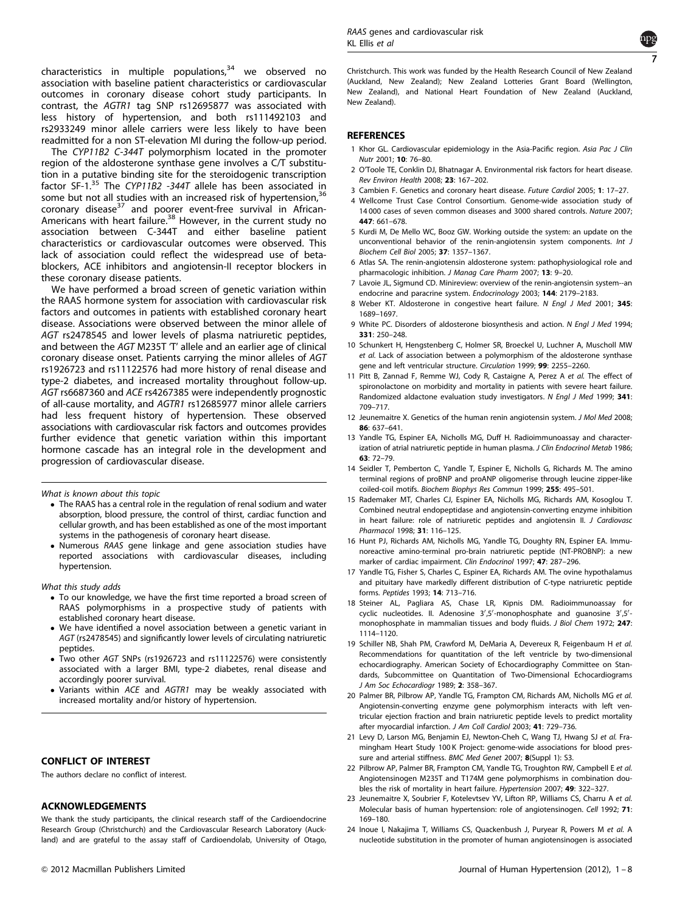characteristics in multiple populations,[34] we observed no association with baseline patient characteristics or cardiovascular outcomes in coronary disease cohort study participants. In contrast, the *AGTR1* tag SNP rs12695877 was associated with less history of hypertension, and both rs111492103 and rs2933249 minor allele carriers were less likely to have been readmitted for a non ST-elevation MI during the follow-up period.

The *CYP11B2 C-344T* polymorphism located in the promoter region of the aldosterone synthase gene involves a C/T substitution in a putative binding site for the steroidogenic transcription factor SF-1.[35] The *CYP11B2 -344T* allele has been associated in some but not all studies with an increased risk of hypertension,[36] coronary disease[37] and poorer event-free survival in African-Americans with heart failure.[38] However, in the current study no association between C-344T and either baseline patient characteristics or cardiovascular outcomes were observed. This lack of association could reflect the widespread use of beta-blockers, ACE inhibitors and angiotensin-II receptor blockers in these coronary disease patients.

We have performed a broad screen of genetic variation within the RAAS hormone system for association with cardiovascular risk factors and outcomes in patients with established coronary heart disease. Associations were observed between the minor allele of *AGT* rs2478545 and lower levels of plasma natriuretic peptides, and between the *AGT* M235T 'T' allele and an earlier age of clinical coronary disease onset. Patients carrying the minor alleles of *AGT* rs1926723 and rs11122576 had more history of renal disease and type-2 diabetes, and increased mortality throughout follow-up. *AGT* rs6687360 and *ACE* rs4267385 were independently prognostic of all-cause mortality, and *AGTR1* rs12685977 minor allele carriers had less frequent history of hypertension. These observed associations with cardiovascular risk factors and outcomes provides further evidence that genetic variation within this important hormone cascade has an integral role in the development and progression of cardiovascular disease.

*What is known about this topic*

- The RAAS has a central role in the regulation of renal sodium and water absorption, blood pressure, the control of thirst, cardiac function and cellular growth, and has been established as one of the most important systems in the pathogenesis of coronary heart disease.
- Numerous *RAAS* gene linkage and gene association studies have reported associations with cardiovascular diseases, including hypertension.

*What this study adds*

- To our knowledge, we have the first time reported a broad screen of RAAS polymorphisms in a prospective study of patients with established coronary heart disease.
- We have identified a novel association between a genetic variant in *AGT* (rs2478545) and significantly lower levels of circulating natriuretic peptides.
- Two other *AGT* SNPs (rs1926723 and rs11122576) were consistently associated with a larger BMI, type-2 diabetes, renal disease and accordingly poorer survival.
- Variants within *ACE* and *AGTR1* may be weakly associated with increased mortality and/or history of hypertension.

## CONFLICT OF INTEREST

The authors declare no conflict of interest.

## ACKNOWLEDGEMENTS

We thank the study participants, the clinical research staff of the Cardioendocrine Research Group (Christchurch) and the Cardiovascular Research Laboratory (Auckland) and are grateful to the assay staff of Cardioendolab, University of Otago, Christchurch. This work was funded by the Health Research Council of New Zealand (Auckland, New Zealand); New Zealand Lotteries Grant Board (Wellington, New Zealand), and National Heart Foundation of New Zealand (Auckland, New Zealand).

## REFERENCES

1 Khor GL. Cardiovascular epidemiology in the Asia-Pacific region. *Asia Pac J Clin Nutr* 2001; **10**: 76–80.

2 O'Toole TE, Conklin DJ, Bhatnagar A. Environmental risk factors for heart disease. *Rev Environ Health* 2008; **23**: 167–202.

3 Cambien F. Genetics and coronary heart disease. *Future Cardiol* 2005; **1**: 17–27.

4 Wellcome Trust Case Control Consortium. Genome-wide association study of 14 000 cases of seven common diseases and 3000 shared controls. *Nature* 2007; **447**: 661–678.

5 Kurdi M, De Mello WC, Booz GW. Working outside the system: an update on the unconventional behavior of the renin-angiotensin system components. *Int J Biochem Cell Biol* 2005; **37**: 1357–1367.

6 Atlas SA. The renin-angiotensin aldosterone system: pathophysiological role and pharmacologic inhibition. *J Manag Care Pharm* 2007; **13**: 9–20.

7 Lavoie JL, Sigmund CD. Minireview: overview of the renin-angiotensin system--an endocrine and paracrine system. *Endocrinology* 2003; **144**: 2179–2183.

8 Weber KT. Aldosterone in congestive heart failure. *N Engl J Med* 2001; **345**: 1689–1697.

9 White PC. Disorders of aldosterone biosynthesis and action. *N Engl J Med* 1994; **331**: 250–248.

10 Schunkert H, Hengstenberg C, Holmer SR, Broeckel U, Luchner A, Muscholl MW *et al.* Lack of association between a polymorphism of the aldosterone synthase gene and left ventricular structure. *Circulation* 1999; **99**: 2255–2260.

11 Pitt B, Zannad F, Remme WJ, Cody R, Castaigne A, Perez A *et al.* The effect of spironolactone on morbidity and mortality in patients with severe heart failure. Randomized aldactone evaluation study investigators. *N Engl J Med* 1999; **341**: 709–717.

12 Jeunemaitre X. Genetics of the human renin angiotensin system. *J Mol Med* 2008; **86**: 637–641.

13 Yandle TG, Espiner EA, Nicholls MG, Duff H. Radioimmunoassay and characterization of atrial natriuretic peptide in human plasma. *J Clin Endocrinol Metab* 1986; **63**: 72–79.

14 Seidler T, Pemberton C, Yandle T, Espiner E, Nicholls G, Richards M. The amino terminal regions of proBNP and proANP oligomerise through leucine zipper-like coiled-coil motifs. *Biochem Biophys Res Commun* 1999; **255**: 495–501.

15 Rademaker MT, Charles CJ, Espiner EA, Nicholls MG, Richards AM, Kosoglou T. Combined neutral endopeptidase and angiotensin-converting enzyme inhibition in heart failure: role of natriuretic peptides and angiotensin II. *J Cardiovasc Pharmacol* 1998; **31**: 116–125.

16 Hunt PJ, Richards AM, Nicholls MG, Yandle TG, Doughty RN, Espiner EA. Immunoreactive amino-terminal pro-brain natriuretic peptide (NT-PROBNP): a new marker of cardiac impairment. *Clin Endocrinol* 1997; **47**: 287–296.

17 Yandle TG, Fisher S, Charles C, Espiner EA, Richards AM. The ovine hypothalamus and pituitary have markedly different distribution of C-type natriuretic peptide forms. *Peptides* 1993; **14**: 713–716.

18 Steiner AL, Pagliara AS, Chase LR, Kipnis DM. Radioimmunoassay for cyclic nucleotides. II. Adenosine 3′,5′-monophosphate and guanosine 3′,5′-monophosphate in mammalian tissues and body fluids. *J Biol Chem* 1972; **247**: 1114–1120.

19 Schiller NB, Shah PM, Crawford M, DeMaria A, Devereux R, Feigenbaum H *et al.* Recommendations for quantitation of the left ventricle by two-dimensional echocardiography. American Society of Echocardiography Committee on Standards, Subcommittee on Quantitation of Two-Dimensional Echocardiograms *J Am Soc Echocardiogr* 1989; **2**: 358–367.

20 Palmer BR, Pilbrow AP, Yandle TG, Frampton CM, Richards AM, Nicholls MG *et al.* Angiotensin-converting enzyme gene polymorphism interacts with left ventricular ejection fraction and brain natriuretic peptide levels to predict mortality after myocardial infarction. *J Am Coll Cardiol* 2003; **41**: 729–736.

21 Levy D, Larson MG, Benjamin EJ, Newton-Cheh C, Wang TJ, Hwang SJ *et al.* Framingham Heart Study 100 K Project: genome-wide associations for blood pressure and arterial stiffness. *BMC Med Genet* 2007; **8**(Suppl 1): S3.

22 Pilbrow AP, Palmer BR, Frampton CM, Yandle TG, Troughton RW, Campbell E *et al.* Angiotensinogen M235T and T174M gene polymorphisms in combination doubles the risk of mortality in heart failure. *Hypertension* 2007; **49**: 322–327.

23 Jeunemaitre X, Soubrier F, Kotelevtsev YV, Lifton RP, Williams CS, Charru A *et al.* Molecular basis of human hypertension: role of angiotensinogen. *Cell* 1992; **71**: 169–180.

24 Inoue I, Nakajima T, Williams CS, Quackenbush J, Puryear R, Powers M *et al.* A nucleotide substitution in the promoter of human angiotensinogen is associated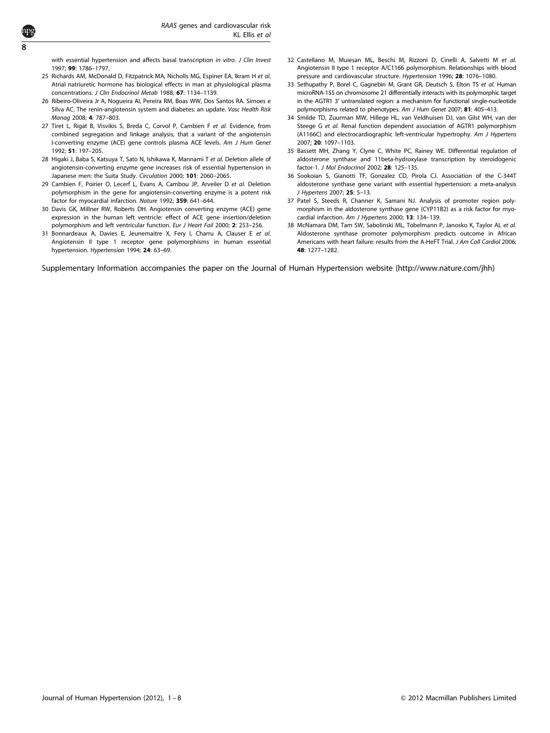with essential hypertension and affects basal transcription *in vitro*. *J Clin Invest* 1997; **99**: 1786–1797.

25 Richards AM, McDonald D, Fitzpatrick MA, Nicholls MG, Espiner EA, Ikram H *et al.* Atrial natriuretic hormone has biological effects in man at physiological plasma concentrations. *J Clin Endocrinol Metab* 1988; **67**: 1134–1139.

26 Ribeiro-Oliveira Jr A, Nogueira AI, Pereira RM, Boas WW, Dos Santos RA. Simoes e Silva AC. The renin-angiotensin system and diabetes: an update. *Vasc Health Risk Manag* 2008; **4**: 787–803.

27 Tiret L, Rigat B, Visvikis S, Breda C, Corvol P, Cambien F *et al.* Evidence, from combined segregation and linkage analysis, that a variant of the angiotensin I-converting enzyme (ACE) gene controls plasma ACE levels. *Am J Hum Genet* 1992; **51**: 197–205.

28 Higaki J, Baba S, Katsuya T, Sato N, Ishikawa K, Mannami T *et al.* Deletion allele of angiotensin-converting enzyme gene increases risk of essential hypertension in Japanese men: the Suita Study. *Circulation* 2000; **101**: 2060–2065.

29 Cambien F, Poirier O, Lecerf L, Evans A, Cambou JP, Arveiler D *et al.* Deletion polymorphism in the gene for angiotensin-converting enzyme is a potent risk factor for myocardial infarction. *Nature* 1992; **359**: 641–644.

30 Davis GK, Millner RW, Roberts DH. Angiotensin converting enzyme (ACE) gene expression in the human left ventricle: effect of ACE gene insertion/deletion polymorphism and left ventricular function. *Eur J Heart Fail* 2000; **2**: 253–256.

31 Bonnardeaux A, Davies E, Jeunemaitre X, Fery I, Charru A, Clauser E *et al.* Angiotensin II type 1 receptor gene polymorphisms in human essential hypertension. *Hypertension* 1994; **24**: 63–69.

32 Castellano M, Muiesan ML, Beschi M, Rizzoni D, Cinelli A, Salvetti M *et al.* Angiotensin II type 1 receptor A/C1166 polymorphism. Relationships with blood pressure and cardiovascular structure. *Hypertension* 1996; **28**: 1076–1080.

33 Sethupathy P, Borel C, Gagnebin M, Grant GR, Deutsch S, Elton TS *et al.* Human microRNA-155 on chromosome 21 differentially interacts with its polymorphic target in the AGTR1 3′ untranslated region: a mechanism for functional single-nucleotide polymorphisms related to phenotypes. *Am J Hum Genet* 2007; **81**: 405–413.

34 Smilde TD, Zuurman MW, Hillege HL, van Veldhuisen DJ, van Gilst WH, van der Steege G *et al.* Renal function dependent association of AGTR1 polymorphism (A1166C) and electrocardiographic left-ventricular hypertrophy. *Am J Hypertens* 2007; **20**: 1097–1103.

35 Bassett MH, Zhang Y, Clyne C, White PC, Rainey WE. Differential regulation of aldosterone synthase and 11beta-hydroxylase transcription by steroidogenic factor-1. *J Mol Endocrinol* 2002; **28**: 125–135.

36 Sookoian S, Gianotti TF, Gonzalez CD, Pirola CJ. Association of the C-344T aldosterone synthase gene variant with essential hypertension: a meta-analysis *J Hypertens* 2007; **25**: 5–13.

37 Patel S, Steeds R, Channer K, Samani NJ. Analysis of promoter region polymorphism in the aldosterone synthase gene (CYP11B2) as a risk factor for myocardial infarction. *Am J Hypertens* 2000; **13**: 134–139.

38 McNamara DM, Tam SW, Sabolinski ML, Tobelmann P, Janosko K, Taylor AL *et al.* Aldosterone synthase promoter polymorphism predicts outcome in African Americans with heart failure: results from the A-HeFT Trial. *J Am Coll Cardiol* 2006; **48**: 1277–1282.

Supplementary Information accompanies the paper on the Journal of Human Hypertension website (http://www.nature.com/jhh)